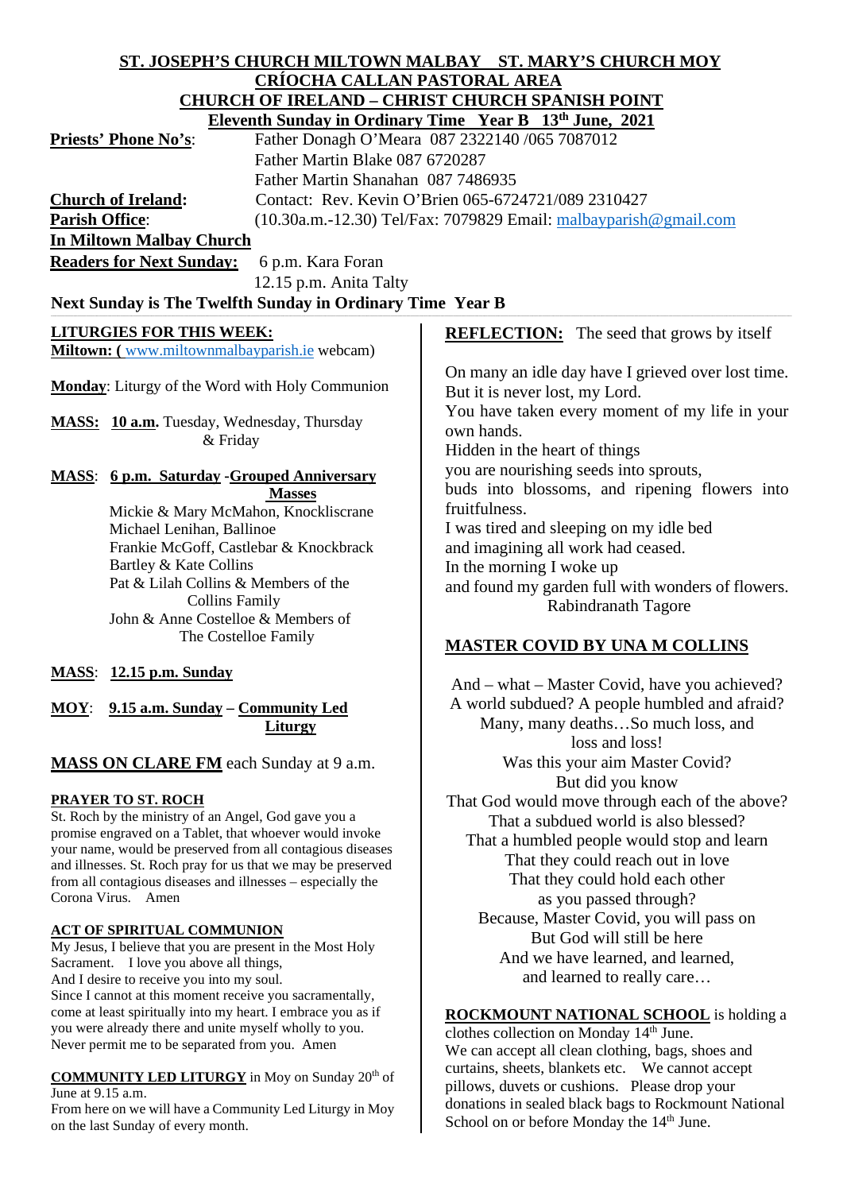**ST. JOSEPH'S CHURCH MILTOWN MALBAY ST. MARY'S CHURCH MOY**
**CRÍOCHA CALLAN PASTORAL AREA**
**CHURCH OF IRELAND – CHRIST CHURCH SPANISH POINT**
**Eleventh Sunday in Ordinary Time Year B 13th June, 2021**

**Priests' Phone No's**: Father Donagh O'Meara 087 2322140 /065 7087012
Father Martin Blake 087 6720287
Father Martin Shanahan 087 7486935

**Church of Ireland**: Contact: Rev. Kevin O'Brien 065-6724721/089 2310427

**Parish Office**: (10.30a.m.-12.30) Tel/Fax: 7079829 Email: malbayparish@gmail.com

**In Miltown Malbay Church**

**Readers for Next Sunday:** 6 p.m. Kara Foran
12.15 p.m. Anita Talty

**Next Sunday is The Twelfth Sunday in Ordinary Time Year B**

**LITURGIES FOR THIS WEEK:**
**Miltown: (** www.miltownmalbayparish.ie webcam)

**Monday**: Liturgy of the Word with Holy Communion

**MASS: 10 a.m.** Tuesday, Wednesday, Thursday & Friday

**MASS**: **6 p.m. Saturday** -**Grouped Anniversary Masses**
Mickie & Mary McMahon, Knockliscrane
Michael Lenihan, Ballinoe
Frankie McGoff, Castlebar & Knockbrack
Bartley & Kate Collins
Pat & Lilah Collins & Members of the Collins Family
John & Anne Costelloe & Members of The Costelloe Family

**MASS**: **12.15 p.m. Sunday**

**MOY**: **9.15 a.m. Sunday – Community Led Liturgy**

**MASS ON CLARE FM** each Sunday at 9 a.m.

**PRAYER TO ST. ROCH**
St. Roch by the ministry of an Angel, God gave you a promise engraved on a Tablet, that whoever would invoke your name, would be preserved from all contagious diseases and illnesses. St. Roch pray for us that we may be preserved from all contagious diseases and illnesses – especially the Corona Virus. Amen

**ACT OF SPIRITUAL COMMUNION**
My Jesus, I believe that you are present in the Most Holy Sacrament. I love you above all things,
And I desire to receive you into my soul.
Since I cannot at this moment receive you sacramentally, come at least spiritually into my heart. I embrace you as if you were already there and unite myself wholly to you.
Never permit me to be separated from you. Amen

**COMMUNITY LED LITURGY** in Moy on Sunday 20th of June at 9.15 a.m.
From here on we will have a Community Led Liturgy in Moy on the last Sunday of every month.

**REFLECTION:** The seed that grows by itself

On many an idle day have I grieved over lost time.
But it is never lost, my Lord.
You have taken every moment of my life in your own hands.
Hidden in the heart of things
you are nourishing seeds into sprouts,
buds into blossoms, and ripening flowers into fruitfulness.
I was tired and sleeping on my idle bed
and imagining all work had ceased.
In the morning I woke up
and found my garden full with wonders of flowers.
Rabindranath Tagore

**MASTER COVID BY UNA M COLLINS**

And – what – Master Covid, have you achieved?
A world subdued? A people humbled and afraid?
Many, many deaths…So much loss, and
loss and loss!
Was this your aim Master Covid?
But did you know
That God would move through each of the above?
That a subdued world is also blessed?
That a humbled people would stop and learn
That they could reach out in love
That they could hold each other
as you passed through?
Because, Master Covid, you will pass on
But God will still be here
And we have learned, and learned,
and learned to really care…

**ROCKMOUNT NATIONAL SCHOOL** is holding a clothes collection on Monday 14th June.
We can accept all clean clothing, bags, shoes and curtains, sheets, blankets etc. We cannot accept pillows, duvets or cushions. Please drop your donations in sealed black bags to Rockmount National School on or before Monday the 14th June.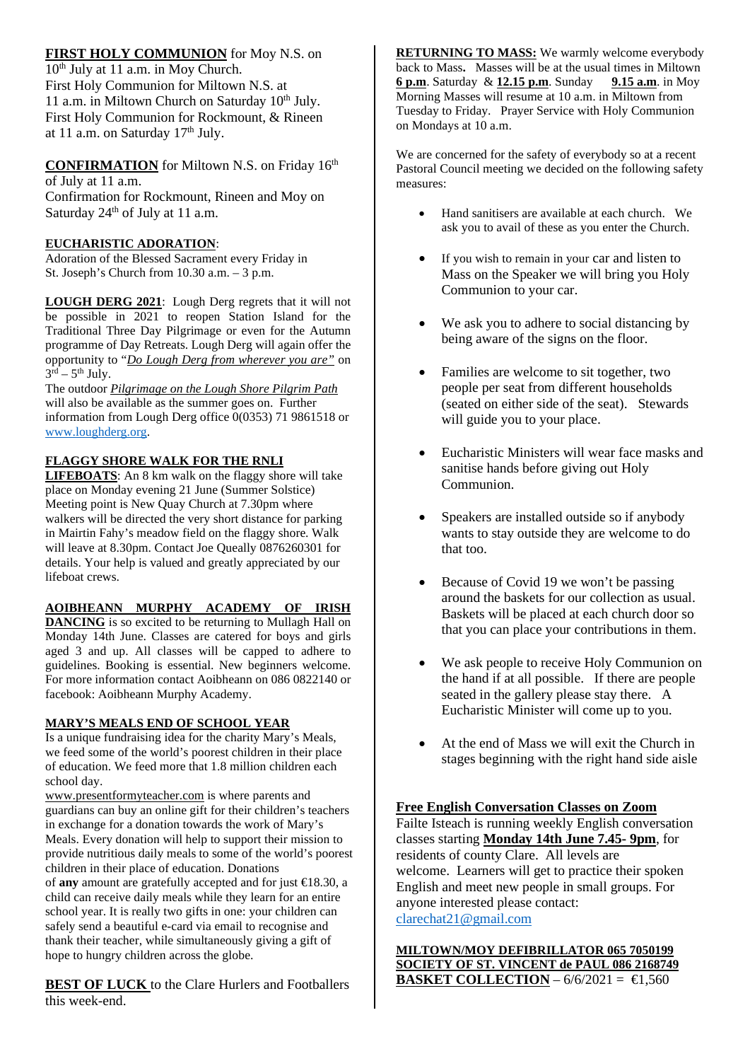**FIRST HOLY COMMUNION** for Moy N.S. on 10th July at 11 a.m. in Moy Church.
First Holy Communion for Miltown N.S. at 11 a.m. in Miltown Church on Saturday 10th July.
First Holy Communion for Rockmount, & Rineen at 11 a.m. on Saturday 17th July.

**CONFIRMATION** for Miltown N.S. on Friday 16th of July at 11 a.m.
Confirmation for Rockmount, Rineen and Moy on Saturday 24th of July at 11 a.m.

**EUCHARISTIC ADORATION**:
Adoration of the Blessed Sacrament every Friday in St. Joseph's Church from 10.30 a.m. – 3 p.m.

**LOUGH DERG 2021**: Lough Derg regrets that it will not be possible in 2021 to reopen Station Island for the Traditional Three Day Pilgrimage or even for the Autumn programme of Day Retreats. Lough Derg will again offer the opportunity to "*Do Lough Derg from wherever you are"* on 3rd – 5th July.
The outdoor *Pilgrimage on the Lough Shore Pilgrim Path* will also be available as the summer goes on. Further information from Lough Derg office 0(0353) 71 9861518 or www.loughderg.org.

**FLAGGY SHORE WALK FOR THE RNLI LIFEBOATS**: An 8 km walk on the flaggy shore will take place on Monday evening 21 June (Summer Solstice) Meeting point is New Quay Church at 7.30pm where walkers will be directed the very short distance for parking in Mairtin Fahy's meadow field on the flaggy shore. Walk will leave at 8.30pm. Contact Joe Queally 0876260301 for details. Your help is valued and greatly appreciated by our lifeboat crews.

**AOIBHEANN MURPHY ACADEMY OF IRISH DANCING** is so excited to be returning to Mullagh Hall on Monday 14th June. Classes are catered for boys and girls aged 3 and up. All classes will be capped to adhere to guidelines. Booking is essential. New beginners welcome. For more information contact Aoibheann on 086 0822140 or facebook: Aoibheann Murphy Academy.

**MARY'S MEALS END OF SCHOOL YEAR**
Is a unique fundraising idea for the charity Mary's Meals, we feed some of the world's poorest children in their place of education. We feed more that 1.8 million children each school day.
www.presentformyteacher.com is where parents and guardians can buy an online gift for their children's teachers in exchange for a donation towards the work of Mary's Meals. Every donation will help to support their mission to provide nutritious daily meals to some of the world's poorest children in their place of education. Donations of **any** amount are gratefully accepted and for just €18.30, a child can receive daily meals while they learn for an entire school year. It is really two gifts in one: your children can safely send a beautiful e-card via email to recognise and thank their teacher, while simultaneously giving a gift of hope to hungry children across the globe.

**BEST OF LUCK** to the Clare Hurlers and Footballers this week-end.

**RETURNING TO MASS:** We warmly welcome everybody back to Mass**.** Masses will be at the usual times in Miltown **6 p.m**. Saturday & **12.15 p.m**. Sunday **9.15 a.m**. in Moy
Morning Masses will resume at 10 a.m. in Miltown from Tuesday to Friday. Prayer Service with Holy Communion on Mondays at 10 a.m.

We are concerned for the safety of everybody so at a recent Pastoral Council meeting we decided on the following safety measures:

- Hand sanitisers are available at each church. We ask you to avail of these as you enter the Church.
- If you wish to remain in your car and listen to Mass on the Speaker we will bring you Holy Communion to your car.
- We ask you to adhere to social distancing by being aware of the signs on the floor.
- Families are welcome to sit together, two people per seat from different households (seated on either side of the seat). Stewards will guide you to your place.
- Eucharistic Ministers will wear face masks and sanitise hands before giving out Holy Communion.
- Speakers are installed outside so if anybody wants to stay outside they are welcome to do that too.
- Because of Covid 19 we won't be passing around the baskets for our collection as usual. Baskets will be placed at each church door so that you can place your contributions in them.
- We ask people to receive Holy Communion on the hand if at all possible. If there are people seated in the gallery please stay there. A Eucharistic Minister will come up to you.
- At the end of Mass we will exit the Church in stages beginning with the right hand side aisle

**Free English Conversation Classes on Zoom**
Failte Isteach is running weekly English conversation classes starting **Monday 14th June 7.45- 9pm**, for residents of county Clare. All levels are welcome. Learners will get to practice their spoken English and meet new people in small groups. For anyone interested please contact:
clarechat21@gmail.com

**MILTOWN/MOY DEFIBRILLATOR 065 7050199**
**SOCIETY OF ST. VINCENT de PAUL 086 2168749**
**BASKET COLLECTION** – 6/6/2021 = €1,560